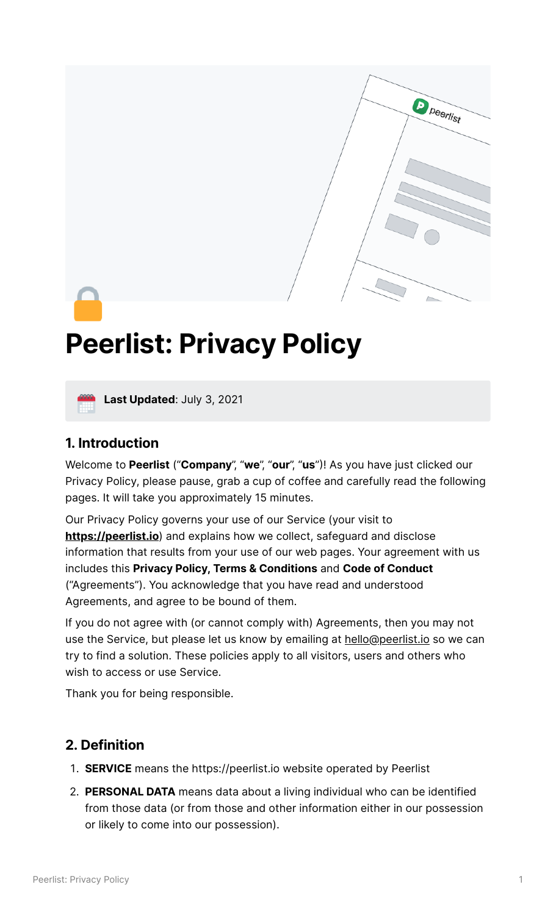# Peerlist: Privacy Policy

**Last Updated**: July 3, 2021

## 1. Introduction

Welcome to **Peerlist** ("**Company**", "**we**", "**our**", "**us**")! As you have just clicked our Privacy Policy, please pause, grab a cup of coffee and carefully read the following pages. It will take you approximately 15 minutes.

Our Privacy Policy governs your use of our Service (your visit to **https://peerlist.io**) and explains how we collect, safeguard and disclose information that results from your use of our web pages. Your agreement with us includes this **Privacy Policy, Terms & Conditions** and **Code of Conduct** ("Agreements"). You acknowledge that you have read and understood Agreements, and agree to be bound of them.

If you do not agree with (or cannot comply with) Agreements, then you may not use the Service, but please let us know by emailing at hello@peerlist.io so we can try to find a solution. These policies apply to all visitors, users and others who wish to access or use Service.

Thank you for being responsible.

## 2. Definition

1. **SERVICE** means the https://peerlist.io website operated by Peerlist
2. **PERSONAL DATA** means data about a living individual who can be identified from those data (or from those and other information either in our possession or likely to come into our possession).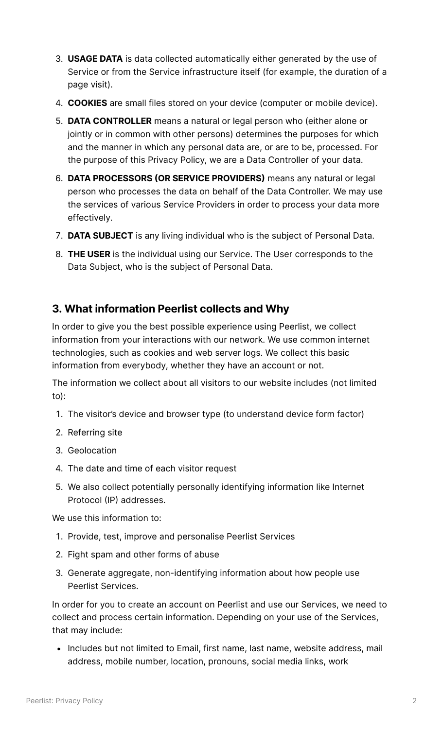3. **USAGE DATA** is data collected automatically either generated by the use of Service or from the Service infrastructure itself (for example, the duration of a page visit).
4. **COOKIES** are small files stored on your device (computer or mobile device).
5. **DATA CONTROLLER** means a natural or legal person who (either alone or jointly or in common with other persons) determines the purposes for which and the manner in which any personal data are, or are to be, processed. For the purpose of this Privacy Policy, we are a Data Controller of your data.
6. **DATA PROCESSORS (OR SERVICE PROVIDERS)** means any natural or legal person who processes the data on behalf of the Data Controller. We may use the services of various Service Providers in order to process your data more effectively.
7. **DATA SUBJECT** is any living individual who is the subject of Personal Data.
8. **THE USER** is the individual using our Service. The User corresponds to the Data Subject, who is the subject of Personal Data.

## 3. What information Peerlist collects and Why

In order to give you the best possible experience using Peerlist, we collect information from your interactions with our network. We use common internet technologies, such as cookies and web server logs. We collect this basic information from everybody, whether they have an account or not.

The information we collect about all visitors to our website includes (not limited to):

1. The visitor's device and browser type (to understand device form factor)
2. Referring site
3. Geolocation
4. The date and time of each visitor request
5. We also collect potentially personally identifying information like Internet Protocol (IP) addresses.

We use this information to:

1. Provide, test, improve and personalise Peerlist Services
2. Fight spam and other forms of abuse
3. Generate aggregate, non-identifying information about how people use Peerlist Services.

In order for you to create an account on Peerlist and use our Services, we need to collect and process certain information. Depending on your use of the Services, that may include:

- Includes but not limited to Email, first name, last name, website address, mail address, mobile number, location, pronouns, social media links, work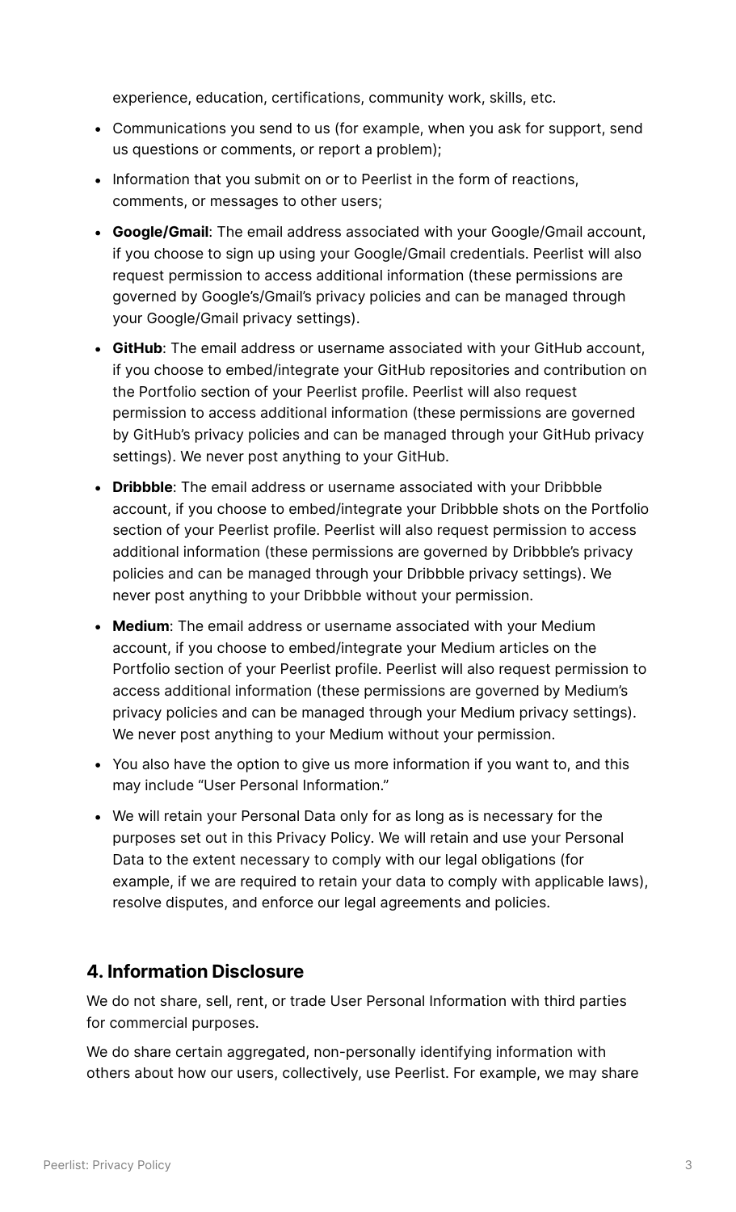experience, education, certifications, community work, skills, etc.

- Communications you send to us (for example, when you ask for support, send us questions or comments, or report a problem);
- Information that you submit on or to Peerlist in the form of reactions, comments, or messages to other users;
- **Google/Gmail**: The email address associated with your Google/Gmail account, if you choose to sign up using your Google/Gmail credentials. Peerlist will also request permission to access additional information (these permissions are governed by Google's/Gmail's privacy policies and can be managed through your Google/Gmail privacy settings).
- **GitHub**: The email address or username associated with your GitHub account, if you choose to embed/integrate your GitHub repositories and contribution on the Portfolio section of your Peerlist profile. Peerlist will also request permission to access additional information (these permissions are governed by GitHub's privacy policies and can be managed through your GitHub privacy settings). We never post anything to your GitHub.
- **Dribbble**: The email address or username associated with your Dribbble account, if you choose to embed/integrate your Dribbble shots on the Portfolio section of your Peerlist profile. Peerlist will also request permission to access additional information (these permissions are governed by Dribbble's privacy policies and can be managed through your Dribbble privacy settings). We never post anything to your Dribbble without your permission.
- **Medium**: The email address or username associated with your Medium account, if you choose to embed/integrate your Medium articles on the Portfolio section of your Peerlist profile. Peerlist will also request permission to access additional information (these permissions are governed by Medium's privacy policies and can be managed through your Medium privacy settings). We never post anything to your Medium without your permission.
- You also have the option to give us more information if you want to, and this may include "User Personal Information."
- We will retain your Personal Data only for as long as is necessary for the purposes set out in this Privacy Policy. We will retain and use your Personal Data to the extent necessary to comply with our legal obligations (for example, if we are required to retain your data to comply with applicable laws), resolve disputes, and enforce our legal agreements and policies.

## 4. Information Disclosure

We do not share, sell, rent, or trade User Personal Information with third parties for commercial purposes.

We do share certain aggregated, non-personally identifying information with others about how our users, collectively, use Peerlist. For example, we may share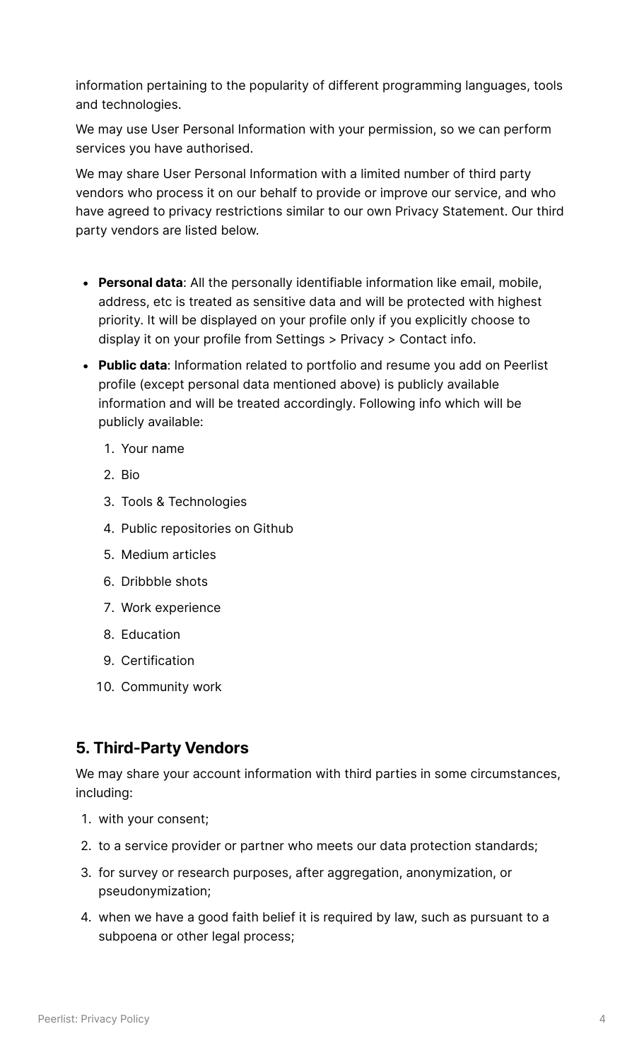information pertaining to the popularity of different programming languages, tools and technologies.

We may use User Personal Information with your permission, so we can perform services you have authorised.

We may share User Personal Information with a limited number of third party vendors who process it on our behalf to provide or improve our service, and who have agreed to privacy restrictions similar to our own Privacy Statement. Our third party vendors are listed below.

- **Personal data**: All the personally identifiable information like email, mobile, address, etc is treated as sensitive data and will be protected with highest priority. It will be displayed on your profile only if you explicitly choose to display it on your profile from Settings > Privacy > Contact info.
- **Public data**: Information related to portfolio and resume you add on Peerlist profile (except personal data mentioned above) is publicly available information and will be treated accordingly. Following info which will be publicly available:
  1. Your name
  2. Bio
  3. Tools & Technologies
  4. Public repositories on Github
  5. Medium articles
  6. Dribbble shots
  7. Work experience
  8. Education
  9. Certification
  10. Community work

## 5. Third-Party Vendors

We may share your account information with third parties in some circumstances, including:

1. with your consent;
2. to a service provider or partner who meets our data protection standards;
3. for survey or research purposes, after aggregation, anonymization, or pseudonymization;
4. when we have a good faith belief it is required by law, such as pursuant to a subpoena or other legal process;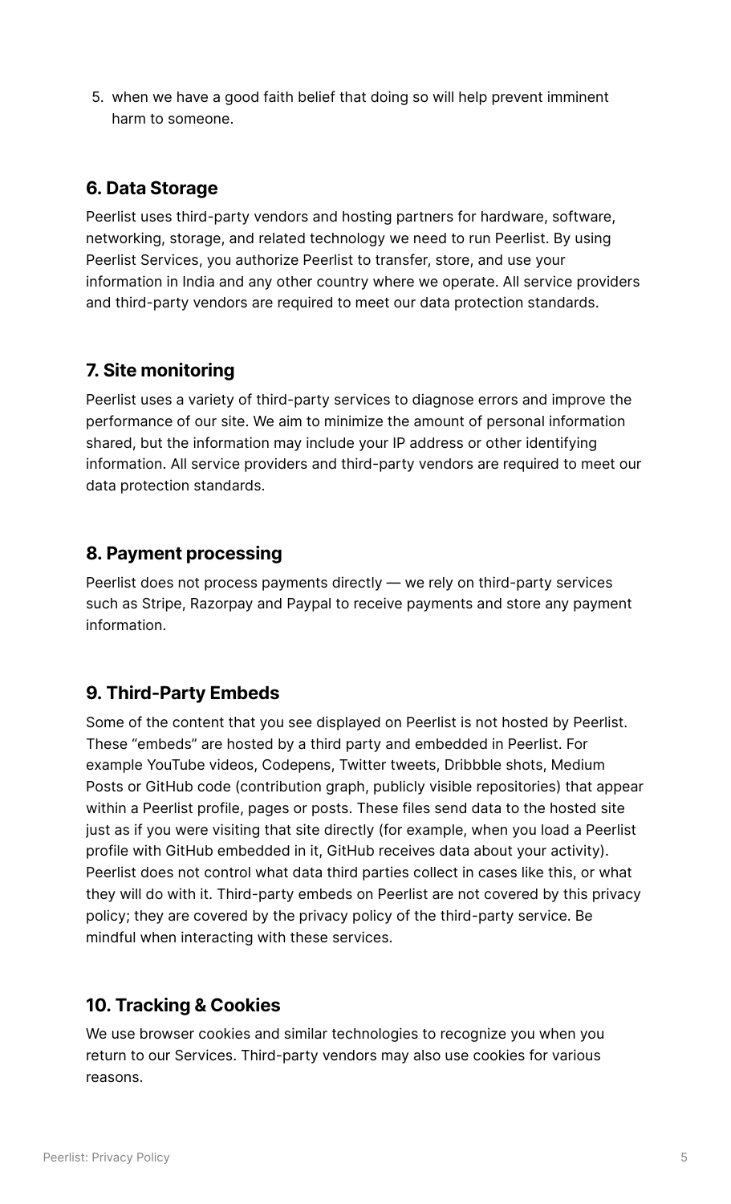5. when we have a good faith belief that doing so will help prevent imminent harm to someone.

### 6. Data Storage

Peerlist uses third-party vendors and hosting partners for hardware, software, networking, storage, and related technology we need to run Peerlist. By using Peerlist Services, you authorize Peerlist to transfer, store, and use your information in India and any other country where we operate. All service providers and third-party vendors are required to meet our data protection standards.

### 7. Site monitoring

Peerlist uses a variety of third-party services to diagnose errors and improve the performance of our site. We aim to minimize the amount of personal information shared, but the information may include your IP address or other identifying information. All service providers and third-party vendors are required to meet our data protection standards.

### 8. Payment processing

Peerlist does not process payments directly — we rely on third-party services such as Stripe, Razorpay and Paypal to receive payments and store any payment information.

### 9. Third-Party Embeds

Some of the content that you see displayed on Peerlist is not hosted by Peerlist. These "embeds" are hosted by a third party and embedded in Peerlist. For example YouTube videos, Codepens, Twitter tweets, Dribbble shots, Medium Posts or GitHub code (contribution graph, publicly visible repositories) that appear within a Peerlist profile, pages or posts. These files send data to the hosted site just as if you were visiting that site directly (for example, when you load a Peerlist profile with GitHub embedded in it, GitHub receives data about your activity). Peerlist does not control what data third parties collect in cases like this, or what they will do with it. Third-party embeds on Peerlist are not covered by this privacy policy; they are covered by the privacy policy of the third-party service. Be mindful when interacting with these services.

### 10. Tracking & Cookies

We use browser cookies and similar technologies to recognize you when you return to our Services. Third-party vendors may also use cookies for various reasons.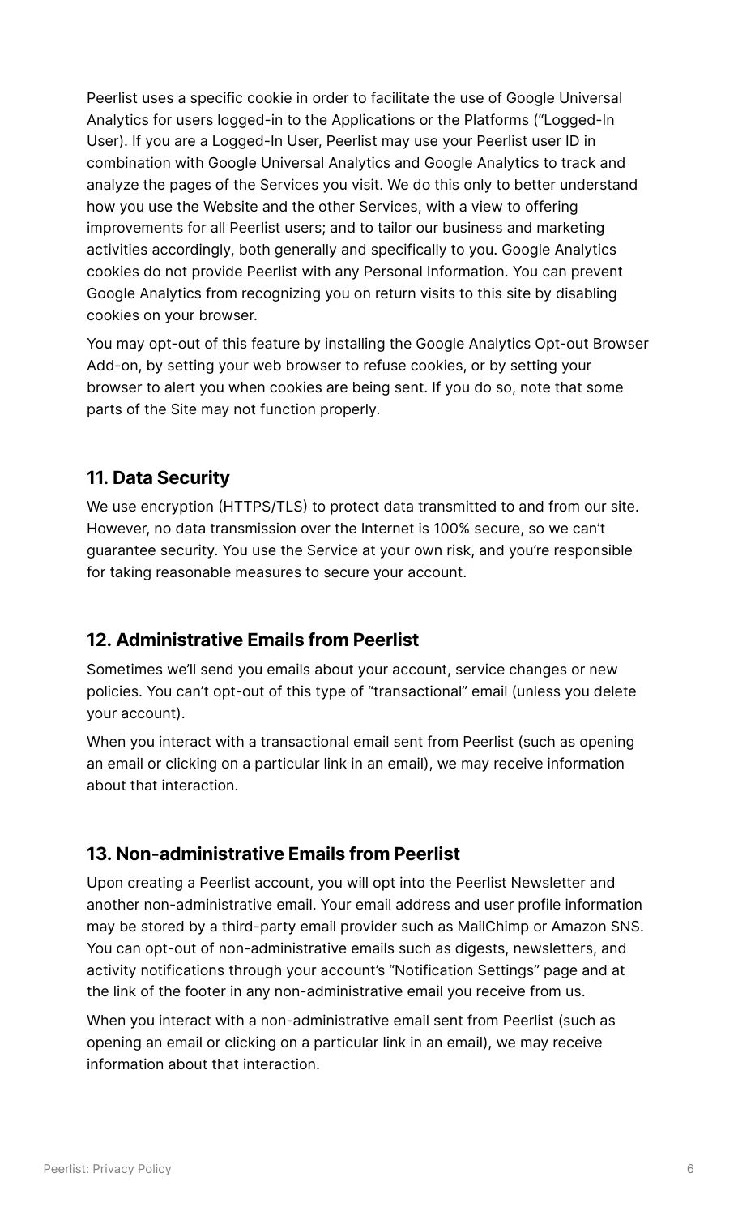Peerlist uses a specific cookie in order to facilitate the use of Google Universal Analytics for users logged-in to the Applications or the Platforms ("Logged-In User). If you are a Logged-In User, Peerlist may use your Peerlist user ID in combination with Google Universal Analytics and Google Analytics to track and analyze the pages of the Services you visit. We do this only to better understand how you use the Website and the other Services, with a view to offering improvements for all Peerlist users; and to tailor our business and marketing activities accordingly, both generally and specifically to you. Google Analytics cookies do not provide Peerlist with any Personal Information. You can prevent Google Analytics from recognizing you on return visits to this site by disabling cookies on your browser.

You may opt-out of this feature by installing the Google Analytics Opt-out Browser Add-on, by setting your web browser to refuse cookies, or by setting your browser to alert you when cookies are being sent. If you do so, note that some parts of the Site may not function properly.

### 11. Data Security

We use encryption (HTTPS/TLS) to protect data transmitted to and from our site. However, no data transmission over the Internet is 100% secure, so we can't guarantee security. You use the Service at your own risk, and you're responsible for taking reasonable measures to secure your account.

### 12. Administrative Emails from Peerlist

Sometimes we'll send you emails about your account, service changes or new policies. You can't opt-out of this type of "transactional" email (unless you delete your account).

When you interact with a transactional email sent from Peerlist (such as opening an email or clicking on a particular link in an email), we may receive information about that interaction.

### 13. Non-administrative Emails from Peerlist

Upon creating a Peerlist account, you will opt into the Peerlist Newsletter and another non-administrative email. Your email address and user profile information may be stored by a third-party email provider such as MailChimp or Amazon SNS. You can opt-out of non-administrative emails such as digests, newsletters, and activity notifications through your account's "Notification Settings" page and at the link of the footer in any non-administrative email you receive from us.

When you interact with a non-administrative email sent from Peerlist (such as opening an email or clicking on a particular link in an email), we may receive information about that interaction.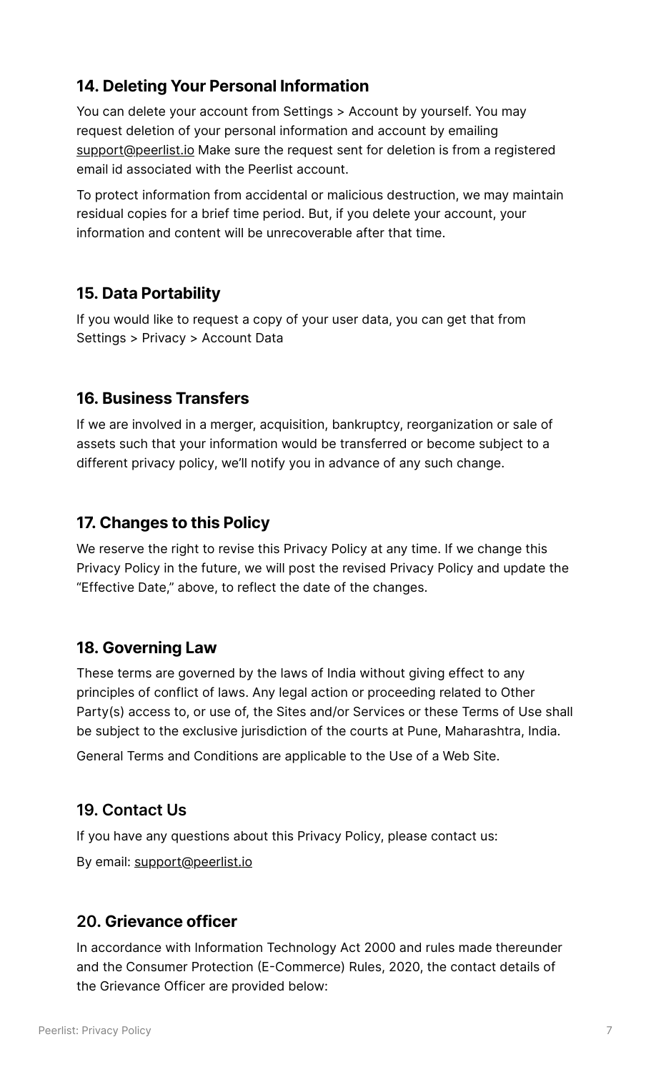### 14. Deleting Your Personal Information

You can delete your account from Settings > Account by yourself. You may request deletion of your personal information and account by emailing support@peerlist.io Make sure the request sent for deletion is from a registered email id associated with the Peerlist account.

To protect information from accidental or malicious destruction, we may maintain residual copies for a brief time period. But, if you delete your account, your information and content will be unrecoverable after that time.

### 15. Data Portability

If you would like to request a copy of your user data, you can get that from Settings > Privacy > Account Data

### 16. Business Transfers

If we are involved in a merger, acquisition, bankruptcy, reorganization or sale of assets such that your information would be transferred or become subject to a different privacy policy, we'll notify you in advance of any such change.

### 17. Changes to this Policy

We reserve the right to revise this Privacy Policy at any time. If we change this Privacy Policy in the future, we will post the revised Privacy Policy and update the "Effective Date," above, to reflect the date of the changes.

### 18. Governing Law

These terms are governed by the laws of India without giving effect to any principles of conflict of laws. Any legal action or proceeding related to Other Party(s) access to, or use of, the Sites and/or Services or these Terms of Use shall be subject to the exclusive jurisdiction of the courts at Pune, Maharashtra, India.

General Terms and Conditions are applicable to the Use of a Web Site.

### 19. Contact Us

If you have any questions about this Privacy Policy, please contact us:

By email: support@peerlist.io

### 20. Grievance officer

In accordance with Information Technology Act 2000 and rules made thereunder and the Consumer Protection (E-Commerce) Rules, 2020, the contact details of the Grievance Officer are provided below: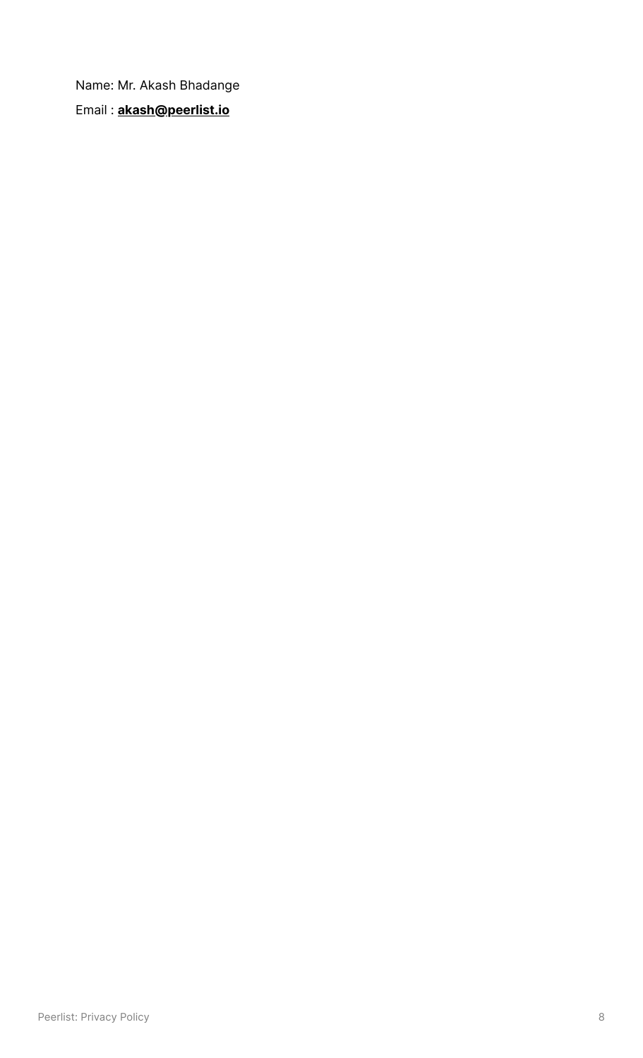Name: Mr. Akash Bhadange

Email : **akash@peerlist.io**